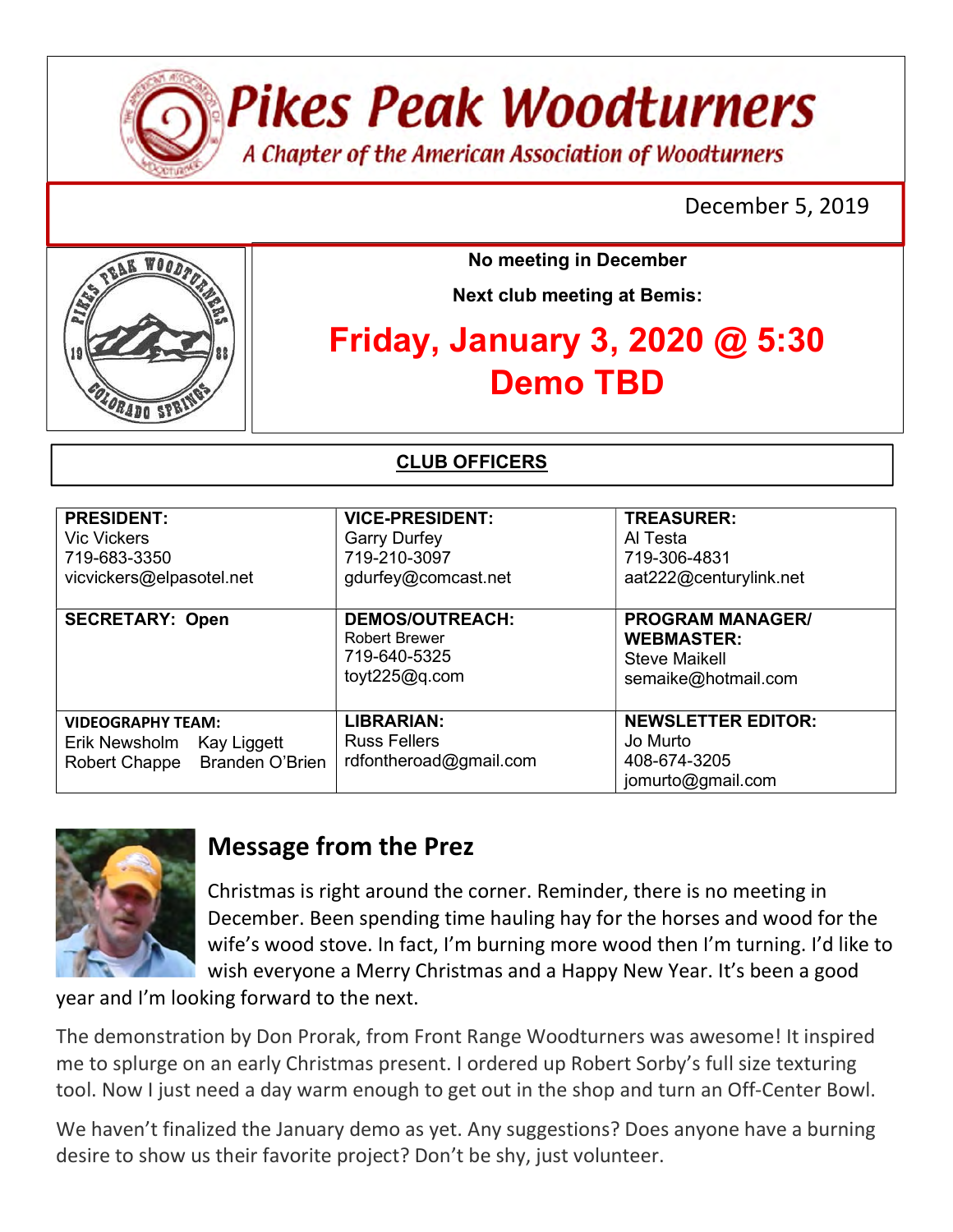# Pikes Peak Woodturners

*A Chapter of the American Association of Woodturners*

December 5, 2019

**No meeting in December**

**Next club meeting at Bemis:**

## Friday, January 3, 2020 @ 5:30

## Demo TBD

**CLUB OFFICERS**

| | | |
|---|---|---|
| **PRESIDENT:**<br>Vic Vickers<br>719-683-3350<br>vicvickers@elpasotel.net | **VICE-PRESIDENT:**<br>Garry Durfey<br>719-210-3097<br>gdurfey@comcast.net | **TREASURER:**<br>Al Testa<br>719-306-4831<br>aat222@centurylink.net |
| **SECRETARY: Open** | **DEMOS/OUTREACH:**<br>Robert Brewer<br>719-640-5325<br>toyt225@q.com | **PROGRAM MANAGER/ WEBMASTER:**<br>Steve Maikell<br>semaike@hotmail.com |
| **VIDEOGRAPHY TEAM:**<br>Erik Newsholm   Kay Liggett<br>Robert Chappe   Branden O'Brien | **LIBRARIAN:**<br>Russ Fellers<br>rdfontheroad@gmail.com | **NEWSLETTER EDITOR:**<br>Jo Murto<br>408-674-3205<br>jomurto@gmail.com |

## Message from the Prez

Christmas is right around the corner. Reminder, there is no meeting in December. Been spending time hauling hay for the horses and wood for the wife's wood stove. In fact, I'm burning more wood then I'm turning. I'd like to wish everyone a Merry Christmas and a Happy New Year. It's been a good year and I'm looking forward to the next.

The demonstration by Don Prorak, from Front Range Woodturners was awesome! It inspired me to splurge on an early Christmas present. I ordered up Robert Sorby's full size texturing tool. Now I just need a day warm enough to get out in the shop and turn an Off-Center Bowl.

We haven't finalized the January demo as yet. Any suggestions? Does anyone have a burning desire to show us their favorite project? Don't be shy, just volunteer.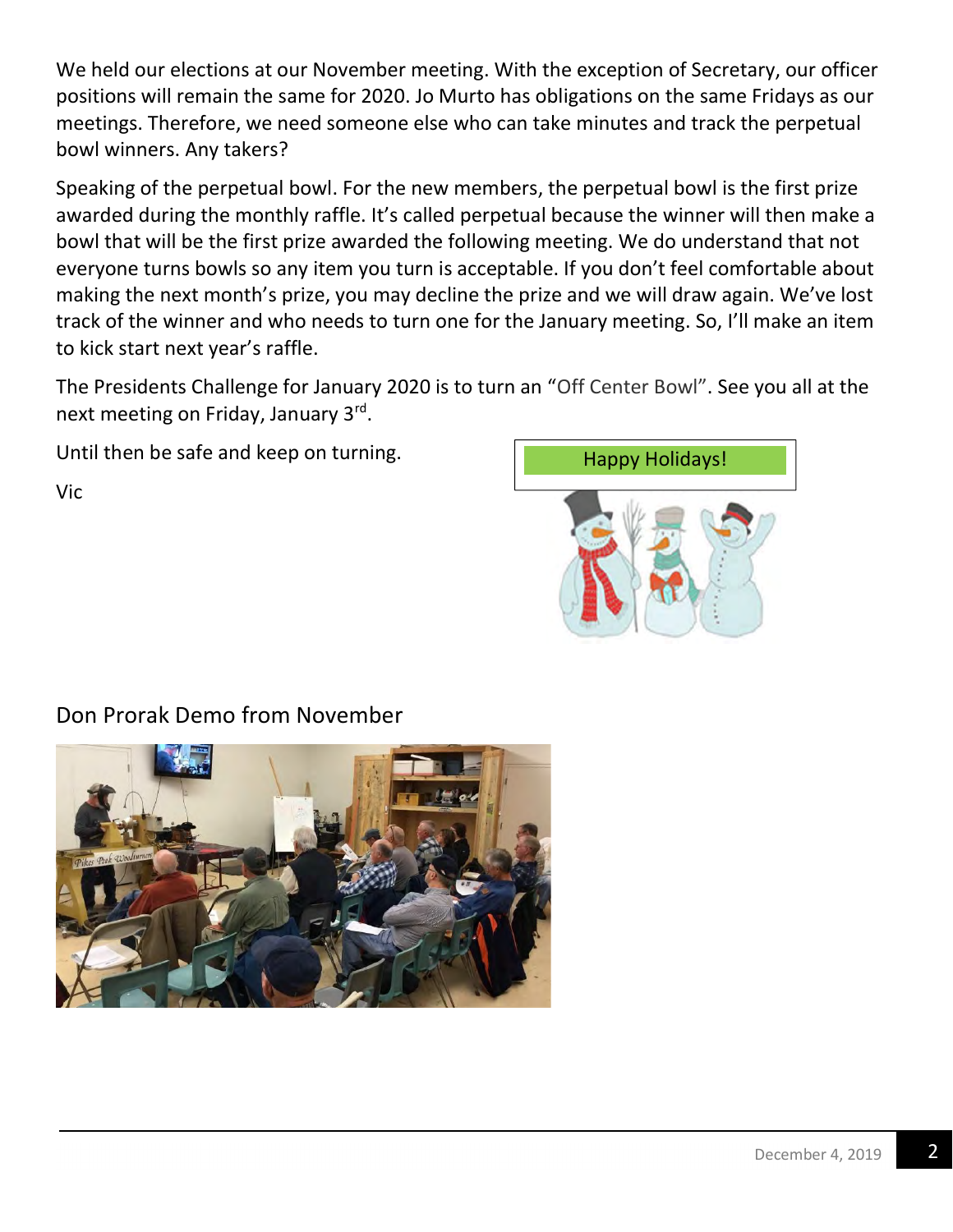We held our elections at our November meeting. With the exception of Secretary, our officer positions will remain the same for 2020. Jo Murto has obligations on the same Fridays as our meetings. Therefore, we need someone else who can take minutes and track the perpetual bowl winners. Any takers?

Speaking of the perpetual bowl. For the new members, the perpetual bowl is the first prize awarded during the monthly raffle. It's called perpetual because the winner will then make a bowl that will be the first prize awarded the following meeting. We do understand that not everyone turns bowls so any item you turn is acceptable. If you don't feel comfortable about making the next month's prize, you may decline the prize and we will draw again. We've lost track of the winner and who needs to turn one for the January meeting. So, I'll make an item to kick start next year's raffle.

The Presidents Challenge for January 2020 is to turn an "Off Center Bowl". See you all at the next meeting on Friday, January 3rd.

Until then be safe and keep on turning.

Vic

Happy Holidays!

## Don Prorak Demo from November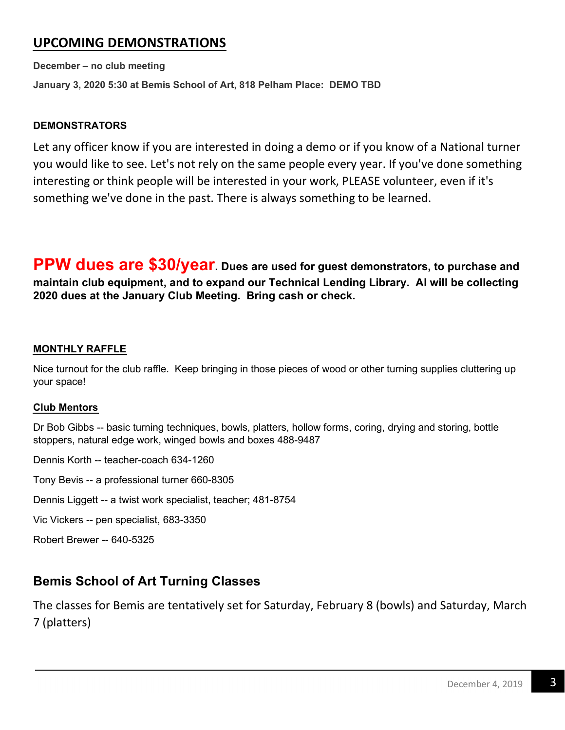## UPCOMING DEMONSTRATIONS

**December – no club meeting**

**January 3, 2020 5:30 at Bemis School of Art, 818 Pelham Place: DEMO TBD**

**DEMONSTRATORS**

Let any officer know if you are interested in doing a demo or if you know of a National turner you would like to see. Let's not rely on the same people every year. If you've done something interesting or think people will be interested in your work, PLEASE volunteer, even if it's something we've done in the past. There is always something to be learned.

**PPW dues are $30/year. Dues are used for guest demonstrators, to purchase and maintain club equipment, and to expand our Technical Lending Library. Al will be collecting 2020 dues at the January Club Meeting. Bring cash or check.**

**MONTHLY RAFFLE**

Nice turnout for the club raffle. Keep bringing in those pieces of wood or other turning supplies cluttering up your space!

**Club Mentors**

Dr Bob Gibbs -- basic turning techniques, bowls, platters, hollow forms, coring, drying and storing, bottle stoppers, natural edge work, winged bowls and boxes 488-9487

Dennis Korth -- teacher-coach 634-1260

Tony Bevis -- a professional turner 660-8305

Dennis Liggett -- a twist work specialist, teacher; 481-8754

Vic Vickers -- pen specialist, 683-3350

Robert Brewer -- 640-5325

## Bemis School of Art Turning Classes

The classes for Bemis are tentatively set for Saturday, February 8 (bowls) and Saturday, March 7 (platters)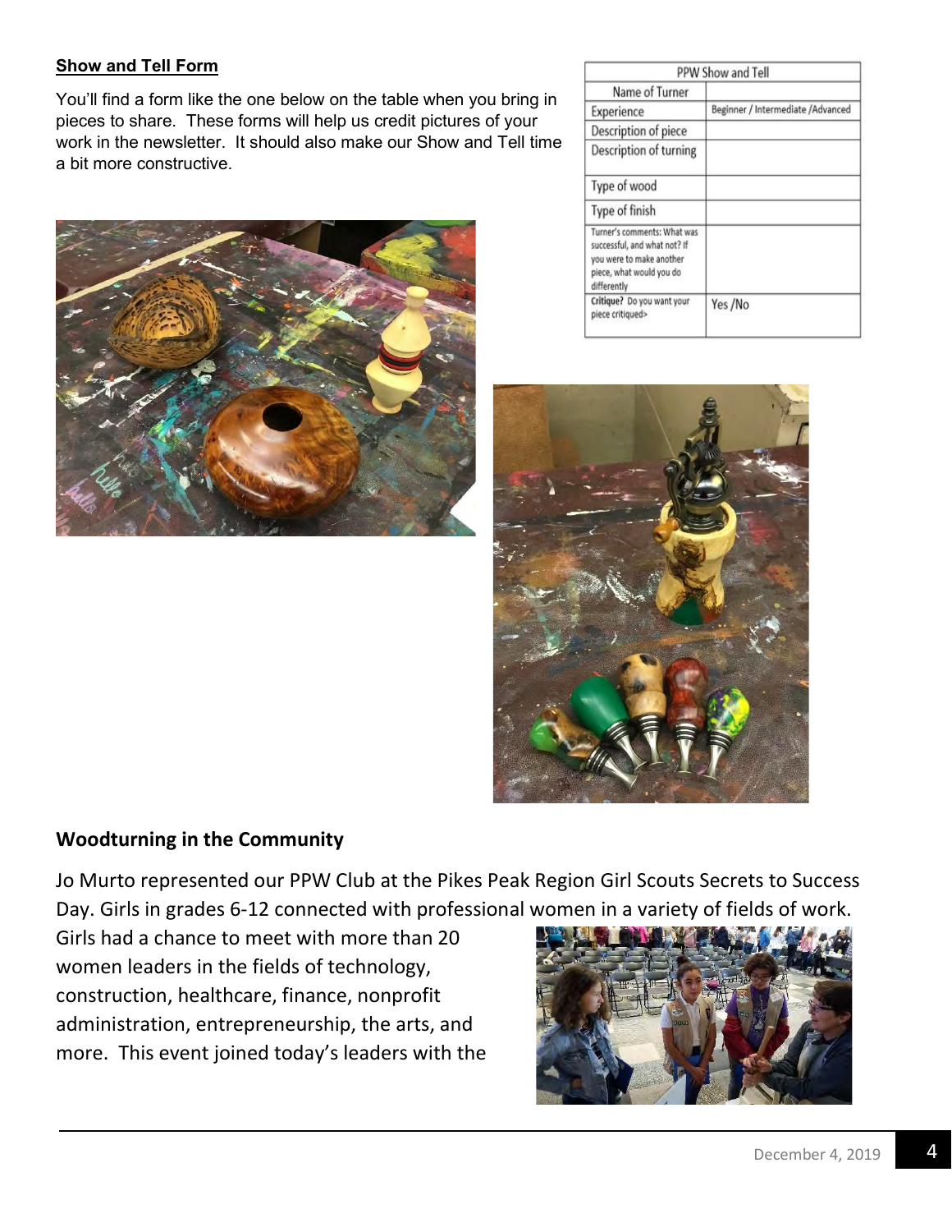## Show and Tell Form

You'll find a form like the one below on the table when you bring in pieces to share. These forms will help us credit pictures of your work in the newsletter. It should also make our Show and Tell time a bit more constructive.

| PPW Show and Tell | |
|---|---|
| Name of Turner | |
| Experience | Beginner / Intermediate /Advanced |
| Description of piece | |
| Description of turning | |
| Type of wood | |
| Type of finish | |
| Turner's comments: What was successful, and what not? If you were to make another piece, what would you do differently | |
| **Critique?** Do you want your piece critiqued> | Yes /No |

## Woodturning in the Community

Jo Murto represented our PPW Club at the Pikes Peak Region Girl Scouts Secrets to Success Day. Girls in grades 6-12 connected with professional women in a variety of fields of work. Girls had a chance to meet with more than 20 women leaders in the fields of technology, construction, healthcare, finance, nonprofit administration, entrepreneurship, the arts, and more. This event joined today's leaders with the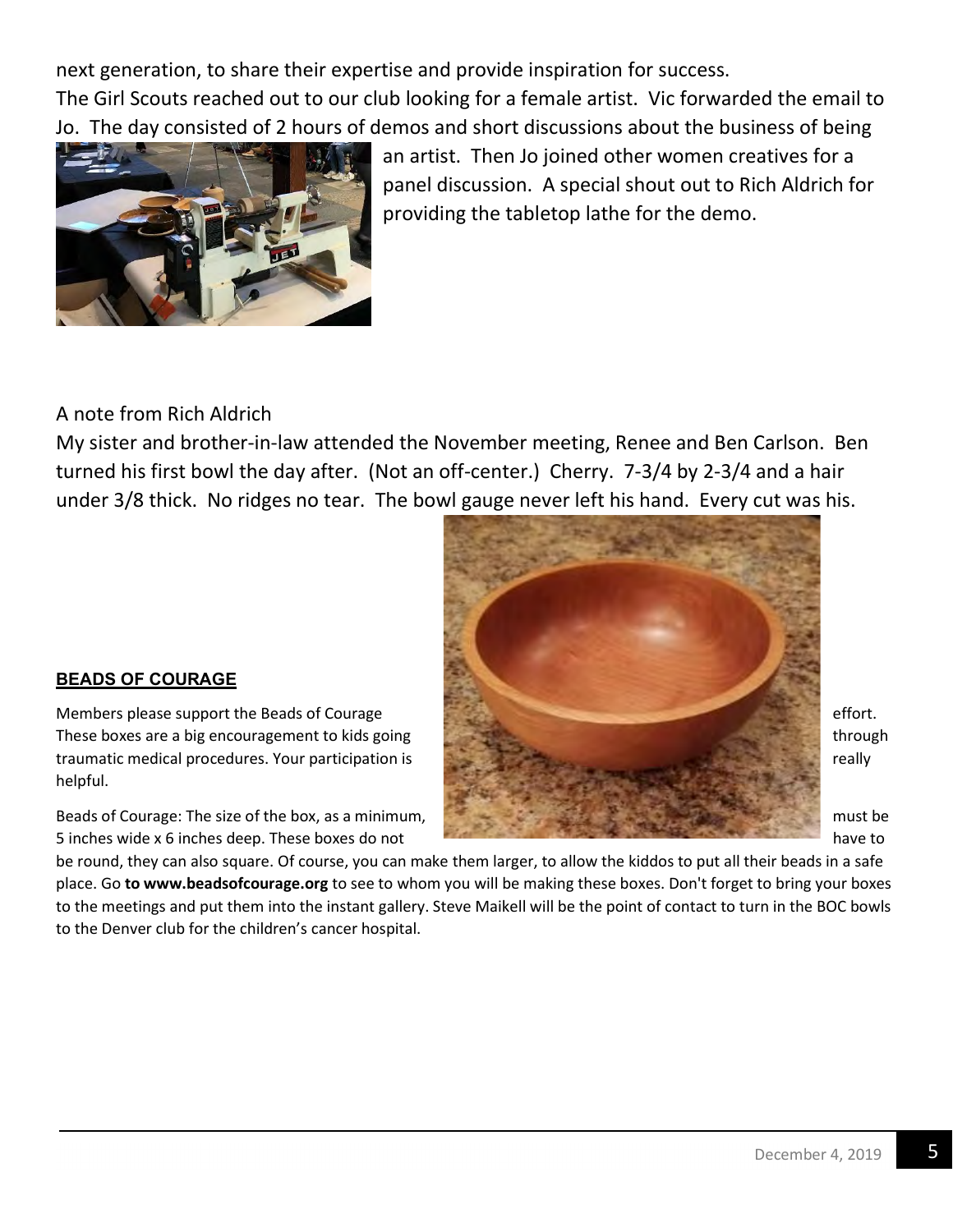next generation, to share their expertise and provide inspiration for success.

The Girl Scouts reached out to our club looking for a female artist. Vic forwarded the email to Jo. The day consisted of 2 hours of demos and short discussions about the business of being an artist. Then Jo joined other women creatives for a panel discussion. A special shout out to Rich Aldrich for providing the tabletop lathe for the demo.

A note from Rich Aldrich

My sister and brother-in-law attended the November meeting, Renee and Ben Carlson. Ben turned his first bowl the day after. (Not an off-center.) Cherry. 7-3/4 by 2-3/4 and a hair under 3/8 thick. No ridges no tear. The bowl gauge never left his hand. Every cut was his.

## BEADS OF COURAGE

Members please support the Beads of Courage effort. These boxes are a big encouragement to kids going through traumatic medical procedures. Your participation is really helpful.

Beads of Courage: The size of the box, as a minimum, must be 5 inches wide x 6 inches deep. These boxes do not have to be round, they can also square. Of course, you can make them larger, to allow the kiddos to put all their beads in a safe place. Go **to www.beadsofcourage.org** to see to whom you will be making these boxes. Don't forget to bring your boxes to the meetings and put them into the instant gallery. Steve Maikell will be the point of contact to turn in the BOC bowls to the Denver club for the children's cancer hospital.